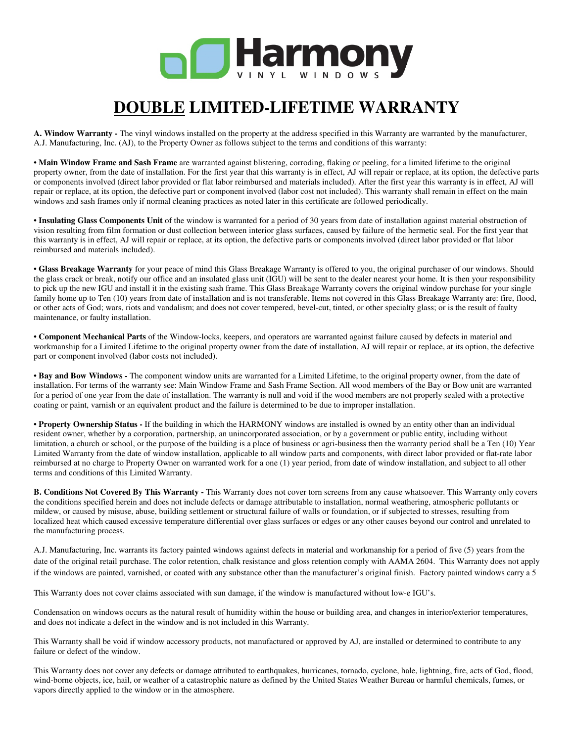# Harmony

VINYL WINDOWS

# DOUBLE LIMITED-LIFETIME WARRANTY

**A. Window Warranty -** The vinyl windows installed on the property at the address specified in this Warranty are warranted by the manufacturer, A.J. Manufacturing, Inc. (AJ), to the Property Owner as follows subject to the terms and conditions of this warranty:

• **Main Window Frame and Sash Frame** are warranted against blistering, corroding, flaking or peeling, for a limited lifetime to the original property owner, from the date of installation. For the first year that this warranty is in effect, AJ will repair or replace, at its option, the defective parts or components involved (direct labor provided or flat labor reimbursed and materials included). After the first year this warranty is in effect, AJ will repair or replace, at its option, the defective part or component involved (labor cost not included). This warranty shall remain in effect on the main windows and sash frames only if normal cleaning practices as noted later in this certificate are followed periodically.

• **Insulating Glass Components Unit** of the window is warranted for a period of 30 years from date of installation against material obstruction of vision resulting from film formation or dust collection between interior glass surfaces, caused by failure of the hermetic seal. For the first year that this warranty is in effect, AJ will repair or replace, at its option, the defective parts or components involved (direct labor provided or flat labor reimbursed and materials included).

• **Glass Breakage Warranty** for your peace of mind this Glass Breakage Warranty is offered to you, the original purchaser of our windows. Should the glass crack or break, notify our office and an insulated glass unit (IGU) will be sent to the dealer nearest your home. It is then your responsibility to pick up the new IGU and install it in the existing sash frame. This Glass Breakage Warranty covers the original window purchase for your single family home up to Ten (10) years from date of installation and is not transferable. Items not covered in this Glass Breakage Warranty are: fire, flood, or other acts of God; wars, riots and vandalism; and does not cover tempered, bevel-cut, tinted, or other specialty glass; or is the result of faulty maintenance, or faulty installation.

• **Component Mechanical Parts** of the Window-locks, keepers, and operators are warranted against failure caused by defects in material and workmanship for a Limited Lifetime to the original property owner from the date of installation, AJ will repair or replace, at its option, the defective part or component involved (labor costs not included).

• **Bay and Bow Windows -** The component window units are warranted for a Limited Lifetime, to the original property owner, from the date of installation. For terms of the warranty see: Main Window Frame and Sash Frame Section. All wood members of the Bay or Bow unit are warranted for a period of one year from the date of installation. The warranty is null and void if the wood members are not properly sealed with a protective coating or paint, varnish or an equivalent product and the failure is determined to be due to improper installation.

• **Property Ownership Status -** If the building in which the HARMONY windows are installed is owned by an entity other than an individual resident owner, whether by a corporation, partnership, an unincorporated association, or by a government or public entity, including without limitation, a church or school, or the purpose of the building is a place of business or agri-business then the warranty period shall be a Ten (10) Year Limited Warranty from the date of window installation, applicable to all window parts and components, with direct labor provided or flat-rate labor reimbursed at no charge to Property Owner on warranted work for a one (1) year period, from date of window installation, and subject to all other terms and conditions of this Limited Warranty.

**B. Conditions Not Covered By This Warranty -** This Warranty does not cover torn screens from any cause whatsoever. This Warranty only covers the conditions specified herein and does not include defects or damage attributable to installation, normal weathering, atmospheric pollutants or mildew, or caused by misuse, abuse, building settlement or structural failure of walls or foundation, or if subjected to stresses, resulting from localized heat which caused excessive temperature differential over glass surfaces or edges or any other causes beyond our control and unrelated to the manufacturing process.

A.J. Manufacturing, Inc. warrants its factory painted windows against defects in material and workmanship for a period of five (5) years from the date of the original retail purchase. The color retention, chalk resistance and gloss retention comply with AAMA 2604. This Warranty does not apply if the windows are painted, varnished, or coated with any substance other than the manufacturer's original finish. Factory painted windows carry a 5

This Warranty does not cover claims associated with sun damage, if the window is manufactured without low-e IGU's.

Condensation on windows occurs as the natural result of humidity within the house or building area, and changes in interior/exterior temperatures, and does not indicate a defect in the window and is not included in this Warranty.

This Warranty shall be void if window accessory products, not manufactured or approved by AJ, are installed or determined to contribute to any failure or defect of the window.

This Warranty does not cover any defects or damage attributed to earthquakes, hurricanes, tornado, cyclone, hale, lightning, fire, acts of God, flood, wind-borne objects, ice, hail, or weather of a catastrophic nature as defined by the United States Weather Bureau or harmful chemicals, fumes, or vapors directly applied to the window or in the atmosphere.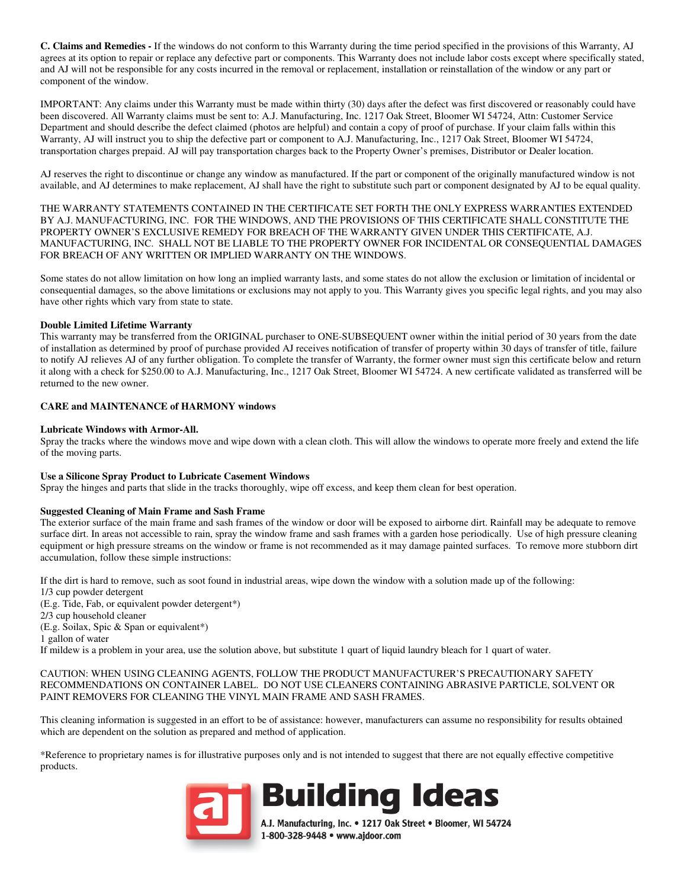**C. Claims and Remedies -** If the windows do not conform to this Warranty during the time period specified in the provisions of this Warranty, AJ agrees at its option to repair or replace any defective part or components. This Warranty does not include labor costs except where specifically stated, and AJ will not be responsible for any costs incurred in the removal or replacement, installation or reinstallation of the window or any part or component of the window.

IMPORTANT: Any claims under this Warranty must be made within thirty (30) days after the defect was first discovered or reasonably could have been discovered. All Warranty claims must be sent to: A.J. Manufacturing, Inc. 1217 Oak Street, Bloomer WI 54724, Attn: Customer Service Department and should describe the defect claimed (photos are helpful) and contain a copy of proof of purchase. If your claim falls within this Warranty, AJ will instruct you to ship the defective part or component to A.J. Manufacturing, Inc., 1217 Oak Street, Bloomer WI 54724, transportation charges prepaid. AJ will pay transportation charges back to the Property Owner's premises, Distributor or Dealer location.

AJ reserves the right to discontinue or change any window as manufactured. If the part or component of the originally manufactured window is not available, and AJ determines to make replacement, AJ shall have the right to substitute such part or component designated by AJ to be equal quality.

THE WARRANTY STATEMENTS CONTAINED IN THE CERTIFICATE SET FORTH THE ONLY EXPRESS WARRANTIES EXTENDED BY A.J. MANUFACTURING, INC. FOR THE WINDOWS, AND THE PROVISIONS OF THIS CERTIFICATE SHALL CONSTITUTE THE PROPERTY OWNER'S EXCLUSIVE REMEDY FOR BREACH OF THE WARRANTY GIVEN UNDER THIS CERTIFICATE, A.J. MANUFACTURING, INC. SHALL NOT BE LIABLE TO THE PROPERTY OWNER FOR INCIDENTAL OR CONSEQUENTIAL DAMAGES FOR BREACH OF ANY WRITTEN OR IMPLIED WARRANTY ON THE WINDOWS.

Some states do not allow limitation on how long an implied warranty lasts, and some states do not allow the exclusion or limitation of incidental or consequential damages, so the above limitations or exclusions may not apply to you. This Warranty gives you specific legal rights, and you may also have other rights which vary from state to state.

**Double Limited Lifetime Warranty**

This warranty may be transferred from the ORIGINAL purchaser to ONE-SUBSEQUENT owner within the initial period of 30 years from the date of installation as determined by proof of purchase provided AJ receives notification of transfer of property within 30 days of transfer of title, failure to notify AJ relieves AJ of any further obligation. To complete the transfer of Warranty, the former owner must sign this certificate below and return it along with a check for $250.00 to A.J. Manufacturing, Inc., 1217 Oak Street, Bloomer WI 54724. A new certificate validated as transferred will be returned to the new owner.

**CARE and MAINTENANCE of HARMONY windows**

**Lubricate Windows with Armor-All.**

Spray the tracks where the windows move and wipe down with a clean cloth. This will allow the windows to operate more freely and extend the life of the moving parts.

**Use a Silicone Spray Product to Lubricate Casement Windows**

Spray the hinges and parts that slide in the tracks thoroughly, wipe off excess, and keep them clean for best operation.

**Suggested Cleaning of Main Frame and Sash Frame**

The exterior surface of the main frame and sash frames of the window or door will be exposed to airborne dirt. Rainfall may be adequate to remove surface dirt. In areas not accessible to rain, spray the window frame and sash frames with a garden hose periodically. Use of high pressure cleaning equipment or high pressure streams on the window or frame is not recommended as it may damage painted surfaces. To remove more stubborn dirt accumulation, follow these simple instructions:

If the dirt is hard to remove, such as soot found in industrial areas, wipe down the window with a solution made up of the following:
1/3 cup powder detergent
(E.g. Tide, Fab, or equivalent powder detergent*)
2/3 cup household cleaner
(E.g. Soilax, Spic & Span or equivalent*)
1 gallon of water
If mildew is a problem in your area, use the solution above, but substitute 1 quart of liquid laundry bleach for 1 quart of water.

CAUTION: WHEN USING CLEANING AGENTS, FOLLOW THE PRODUCT MANUFACTURER'S PRECAUTIONARY SAFETY RECOMMENDATIONS ON CONTAINER LABEL. DO NOT USE CLEANERS CONTAINING ABRASIVE PARTICLE, SOLVENT OR PAINT REMOVERS FOR CLEANING THE VINYL MAIN FRAME AND SASH FRAMES.

This cleaning information is suggested in an effort to be of assistance: however, manufacturers can assume no responsibility for results obtained which are dependent on the solution as prepared and method of application.

*Reference to proprietary names is for illustrative purposes only and is not intended to suggest that there are not equally effective competitive products.

aj **Building Ideas**
A.J. Manufacturing, Inc. • 1217 Oak Street • Bloomer, WI 54724
1-800-328-9448 • www.ajdoor.com